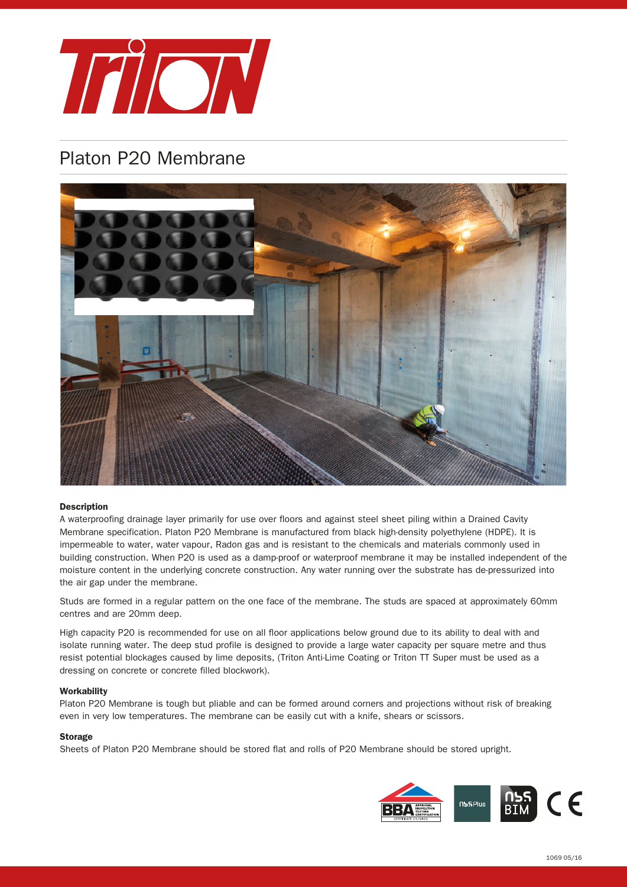# Platon P20 Membrane

### Description

A waterproofing drainage layer primarily for use over floors and against steel sheet piling within a Drained Cavity Membrane specification. Platon P20 Membrane is manufactured from black high-density polyethylene (HDPE). It is impermeable to water, water vapour, Radon gas and is resistant to the chemicals and materials commonly used in building construction. When P20 is used as a damp-proof or waterproof membrane it may be installed independent of the moisture content in the underlying concrete construction. Any water running over the substrate has de-pressurized into the air gap under the membrane.

Studs are formed in a regular pattern on the one face of the membrane. The studs are spaced at approximately 60mm centres and are 20mm deep.

High capacity P20 is recommended for use on all floor applications below ground due to its ability to deal with and isolate running water. The deep stud profile is designed to provide a large water capacity per square metre and thus resist potential blockages caused by lime deposits, (Triton Anti-Lime Coating or Triton TT Super must be used as a dressing on concrete or concrete filled blockwork).

### Workability

Platon P20 Membrane is tough but pliable and can be formed around corners and projections without risk of breaking even in very low temperatures. The membrane can be easily cut with a knife, shears or scissors.

### Storage

Sheets of Platon P20 Membrane should be stored flat and rolls of P20 Membrane should be stored upright.

1069 05/16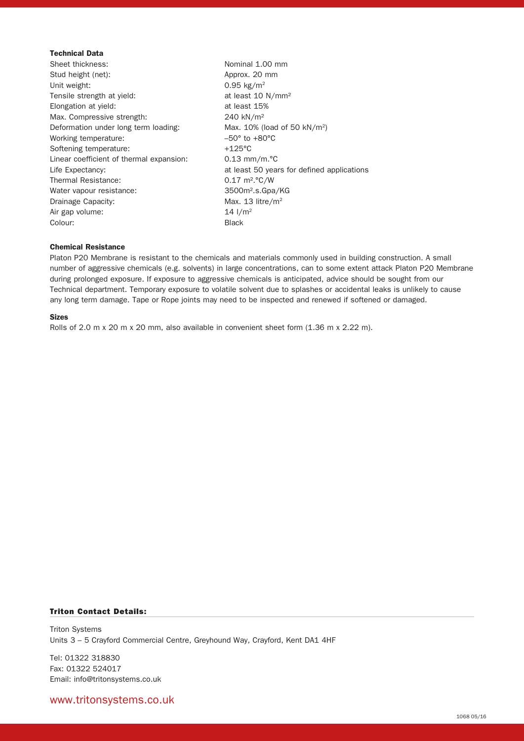### Technical Data

| | |
|---|---|
| Sheet thickness: | Nominal 1.00 mm |
| Stud height (net): | Approx. 20 mm |
| Unit weight: | 0.95 $kg/m^2$ |
| Tensile strength at yield: | at least 10 $N/mm^2$ |
| Elongation at yield: | at least 15% |
| Max. Compressive strength: | 240 $kN/m^2$ |
| Deformation under long term loading: | Max. 10% (load of 50 $kN/m^2$) |
| Working temperature: | –50° to +80°C |
| Softening temperature: | +125°C |
| Linear coefficient of thermal expansion: | 0.13 mm/m.°C |
| Life Expectancy: | at least 50 years for defined applications |
| Thermal Resistance: | 0.17 $m^2$.°C/W |
| Water vapour resistance: | 3500$m^2$.s.Gpa/KG |
| Drainage Capacity: | Max. 13 litre/$m^2$ |
| Air gap volume: | 14 $l/m^2$ |
| Colour: | Black |

### Chemical Resistance

Platon P20 Membrane is resistant to the chemicals and materials commonly used in building construction. A small number of aggressive chemicals (e.g. solvents) in large concentrations, can to some extent attack Platon P20 Membrane during prolonged exposure. If exposure to aggressive chemicals is anticipated, advice should be sought from our Technical department. Temporary exposure to volatile solvent due to splashes or accidental leaks is unlikely to cause any long term damage. Tape or Rope joints may need to be inspected and renewed if softened or damaged.

### Sizes

Rolls of 2.0 m x 20 m x 20 mm, also available in convenient sheet form (1.36 m x 2.22 m).

### Triton Contact Details:

Triton Systems
Units 3 – 5 Crayford Commercial Centre, Greyhound Way, Crayford, Kent DA1 4HF

Tel: 01322 318830
Fax: 01322 524017
Email: info@tritonsystems.co.uk

www.tritonsystems.co.uk

1068 05/16